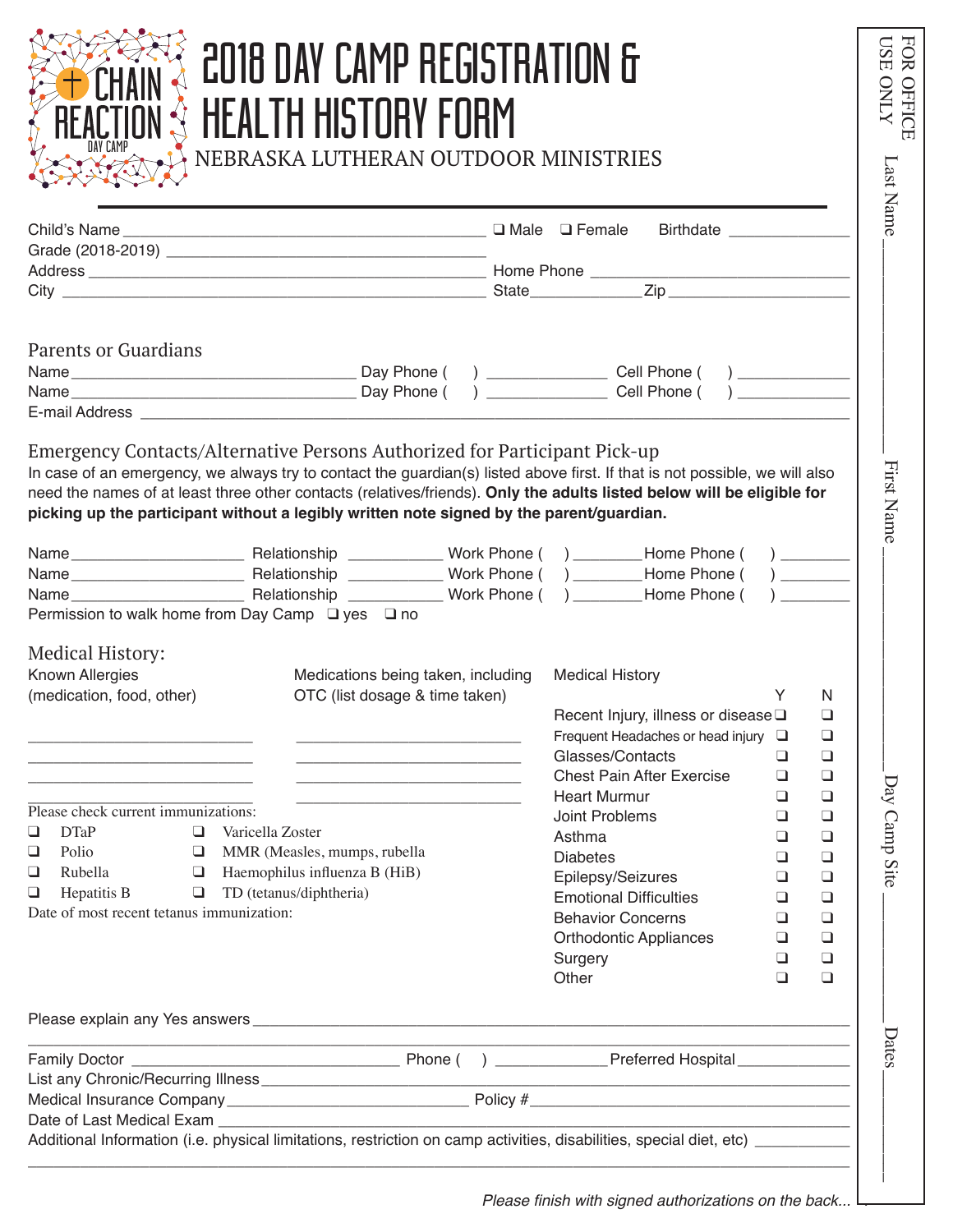# 2018 DAY CAMP REGISTRATION & HEALTH HISTORY FORM

NEBRASKA LUTHERAN OUTDOOR MINISTRIES

Child's Name ________________________ ❑ Male ❑ Female Birthdate ____________

Grade (2018-2019) ________________________

Address ________________________ Home Phone ________________________

City ________________________ State__________ Zip________________

## Parents or Guardians

Name ________________________ Day Phone ( ) ____________ Cell Phone ( ) ____________

Name ________________________ Day Phone ( ) ____________ Cell Phone ( ) ____________

E-mail Address ________________________

## Emergency Contacts/Alternative Persons Authorized for Participant Pick-up

In case of an emergency, we always try to contact the guardian(s) listed above first. If that is not possible, we will also need the names of at least three other contacts (relatives/friends). **Only the adults listed below will be eligible for picking up the participant without a legibly written note signed by the parent/guardian.**

Name ______________ Relationship __________ Work Phone ( ) ________ Home Phone ( ) ________

Name ______________ Relationship __________ Work Phone ( ) ________ Home Phone ( ) ________

Name ______________ Relationship __________ Work Phone ( ) ________ Home Phone ( ) ________

Permission to walk home from Day Camp ❑ yes ❑ no

## Medical History:

Known Allergies (medication, food, other)

________________________

________________________

________________________

Medications being taken, including OTC (list dosage & time taken)

________________________

________________________

________________________

________________________

Please check current immunizations:

- ❑ DTaP
- ❑ Polio
- ❑ Rubella
- ❑ Hepatitis B
- ❑ Varicella Zoster
- ❑ MMR (Measles, mumps, rubella
- ❑ Haemophilus influenza B (HiB)
- ❑ TD (tetanus/diphtheria)

Date of most recent tetanus immunization:

| Medical History | Y | N |
|---|---|---|
| Recent Injury, illness or disease | ❑ | ❑ |
| Frequent Headaches or head injury | ❑ | ❑ |
| Glasses/Contacts | ❑ | ❑ |
| Chest Pain After Exercise | ❑ | ❑ |
| Heart Murmur | ❑ | ❑ |
| Joint Problems | ❑ | ❑ |
| Asthma | ❑ | ❑ |
| Diabetes | ❑ | ❑ |
| Epilepsy/Seizures | ❑ | ❑ |
| Emotional Difficulties | ❑ | ❑ |
| Behavior Concerns | ❑ | ❑ |
| Orthodontic Appliances | ❑ | ❑ |
| Surgery | ❑ | ❑ |
| Other | ❑ | ❑ |

Please explain any Yes answers ________________________

________________________

Family Doctor ________________ Phone ( ) ____________ Preferred Hospital ____________

List any Chronic/Recurring Illness ________________________

Medical Insurance Company ________________ Policy # ________________

Date of Last Medical Exam ________________________

Additional Information (i.e. physical limitations, restriction on camp activities, disabilities, special diet, etc) __________

________________________

*Please finish with signed authorizations on the back...*

FOR OFFICE USE ONLY

Last Name ____________

First Name ____________

Day Camp Site ____________

Dates ____________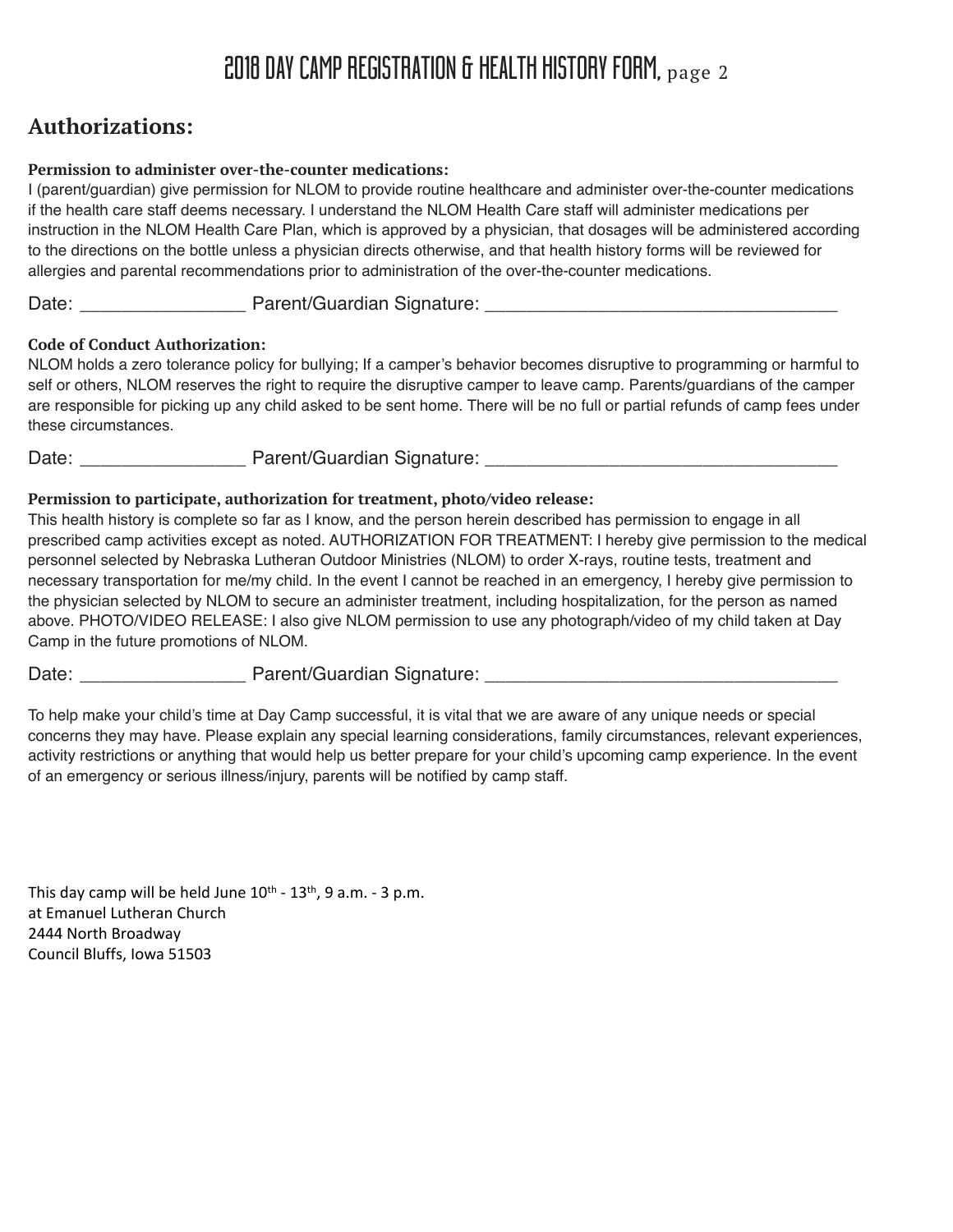# 2018 DAY CAMP REGISTRATION & HEALTH HISTORY FORM, page 2

## Authorizations:

**Permission to administer over-the-counter medications:**

I (parent/guardian) give permission for NLOM to provide routine healthcare and administer over-the-counter medications if the health care staff deems necessary. I understand the NLOM Health Care staff will administer medications per instruction in the NLOM Health Care Plan, which is approved by a physician, that dosages will be administered according to the directions on the bottle unless a physician directs otherwise, and that health history forms will be reviewed for allergies and parental recommendations prior to administration of the over-the-counter medications.

Date: ________________ Parent/Guardian Signature: ___________________________________

**Code of Conduct Authorization:**

NLOM holds a zero tolerance policy for bullying; If a camper's behavior becomes disruptive to programming or harmful to self or others, NLOM reserves the right to require the disruptive camper to leave camp. Parents/guardians of the camper are responsible for picking up any child asked to be sent home. There will be no full or partial refunds of camp fees under these circumstances.

Date: ________________ Parent/Guardian Signature: ___________________________________

**Permission to participate, authorization for treatment, photo/video release:**

This health history is complete so far as I know, and the person herein described has permission to engage in all prescribed camp activities except as noted. AUTHORIZATION FOR TREATMENT: I hereby give permission to the medical personnel selected by Nebraska Lutheran Outdoor Ministries (NLOM) to order X-rays, routine tests, treatment and necessary transportation for me/my child. In the event I cannot be reached in an emergency, I hereby give permission to the physician selected by NLOM to secure an administer treatment, including hospitalization, for the person as named above. PHOTO/VIDEO RELEASE: I also give NLOM permission to use any photograph/video of my child taken at Day Camp in the future promotions of NLOM.

Date: ________________ Parent/Guardian Signature: ___________________________________

To help make your child's time at Day Camp successful, it is vital that we are aware of any unique needs or special concerns they may have. Please explain any special learning considerations, family circumstances, relevant experiences, activity restrictions or anything that would help us better prepare for your child's upcoming camp experience. In the event of an emergency or serious illness/injury, parents will be notified by camp staff.

This day camp will be held June 10th - 13th, 9 a.m. - 3 p.m.
at Emanuel Lutheran Church
2444 North Broadway
Council Bluffs, Iowa 51503